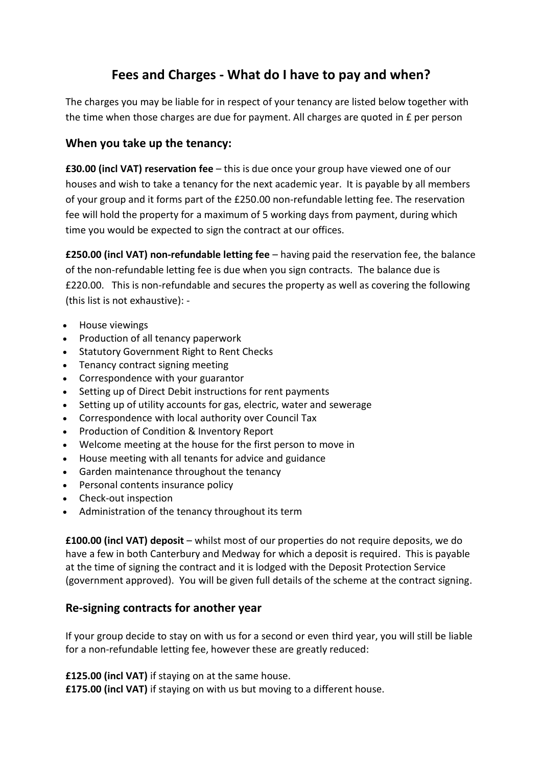# Fees and Charges - What do I have to pay and when?

The charges you may be liable for in respect of your tenancy are listed below together with the time when those charges are due for payment. All charges are quoted in £ per person

## When you take up the tenancy:

**£30.00 (incl VAT) reservation fee** – this is due once your group have viewed one of our houses and wish to take a tenancy for the next academic year. It is payable by all members of your group and it forms part of the £250.00 non-refundable letting fee. The reservation fee will hold the property for a maximum of 5 working days from payment, during which time you would be expected to sign the contract at our offices.

**£250.00 (incl VAT) non-refundable letting fee** – having paid the reservation fee, the balance of the non-refundable letting fee is due when you sign contracts. The balance due is £220.00. This is non-refundable and secures the property as well as covering the following (this list is not exhaustive): -

- House viewings
- Production of all tenancy paperwork
- Statutory Government Right to Rent Checks
- Tenancy contract signing meeting
- Correspondence with your guarantor
- Setting up of Direct Debit instructions for rent payments
- Setting up of utility accounts for gas, electric, water and sewerage
- Correspondence with local authority over Council Tax
- Production of Condition & Inventory Report
- Welcome meeting at the house for the first person to move in
- House meeting with all tenants for advice and guidance
- Garden maintenance throughout the tenancy
- Personal contents insurance policy
- Check-out inspection
- Administration of the tenancy throughout its term

**£100.00 (incl VAT) deposit** – whilst most of our properties do not require deposits, we do have a few in both Canterbury and Medway for which a deposit is required. This is payable at the time of signing the contract and it is lodged with the Deposit Protection Service (government approved). You will be given full details of the scheme at the contract signing.

## Re-signing contracts for another year

If your group decide to stay on with us for a second or even third year, you will still be liable for a non-refundable letting fee, however these are greatly reduced:

**£125.00 (incl VAT)** if staying on at the same house.
**£175.00 (incl VAT)** if staying on with us but moving to a different house.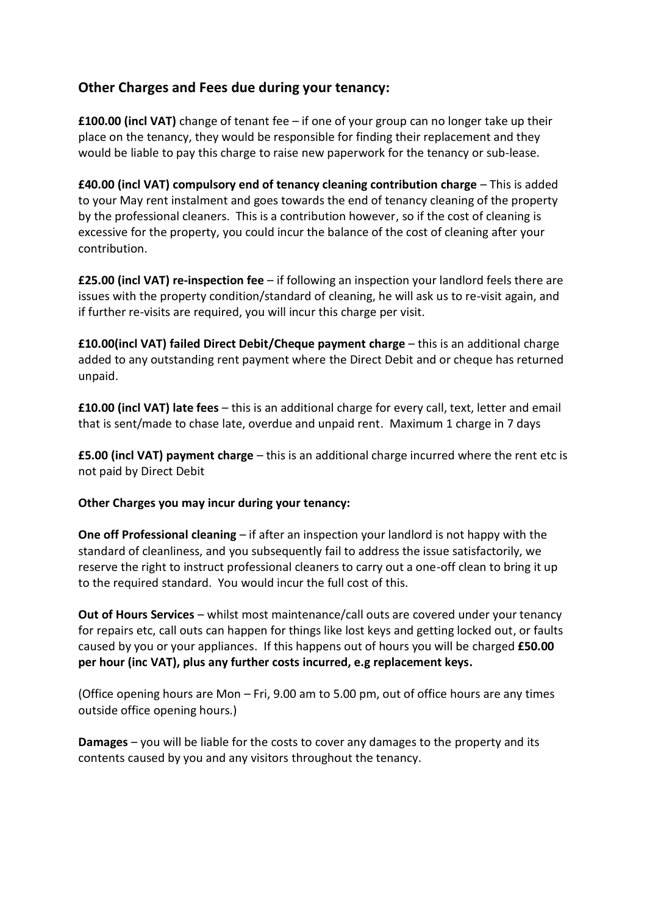## Other Charges and Fees due during your tenancy:

**£100.00 (incl VAT)** change of tenant fee – if one of your group can no longer take up their place on the tenancy, they would be responsible for finding their replacement and they would be liable to pay this charge to raise new paperwork for the tenancy or sub-lease.

**£40.00 (incl VAT) compulsory end of tenancy cleaning contribution charge** – This is added to your May rent instalment and goes towards the end of tenancy cleaning of the property by the professional cleaners. This is a contribution however, so if the cost of cleaning is excessive for the property, you could incur the balance of the cost of cleaning after your contribution.

**£25.00 (incl VAT) re-inspection fee** – if following an inspection your landlord feels there are issues with the property condition/standard of cleaning, he will ask us to re-visit again, and if further re-visits are required, you will incur this charge per visit.

**£10.00(incl VAT) failed Direct Debit/Cheque payment charge** – this is an additional charge added to any outstanding rent payment where the Direct Debit and or cheque has returned unpaid.

**£10.00 (incl VAT) late fees** – this is an additional charge for every call, text, letter and email that is sent/made to chase late, overdue and unpaid rent. Maximum 1 charge in 7 days

**£5.00 (incl VAT) payment charge** – this is an additional charge incurred where the rent etc is not paid by Direct Debit

**Other Charges you may incur during your tenancy:**

**One off Professional cleaning** – if after an inspection your landlord is not happy with the standard of cleanliness, and you subsequently fail to address the issue satisfactorily, we reserve the right to instruct professional cleaners to carry out a one-off clean to bring it up to the required standard. You would incur the full cost of this.

**Out of Hours Services** – whilst most maintenance/call outs are covered under your tenancy for repairs etc, call outs can happen for things like lost keys and getting locked out, or faults caused by you or your appliances. If this happens out of hours you will be charged **£50.00 per hour (inc VAT), plus any further costs incurred, e.g replacement keys.**

(Office opening hours are Mon – Fri, 9.00 am to 5.00 pm, out of office hours are any times outside office opening hours.)

**Damages** – you will be liable for the costs to cover any damages to the property and its contents caused by you and any visitors throughout the tenancy.